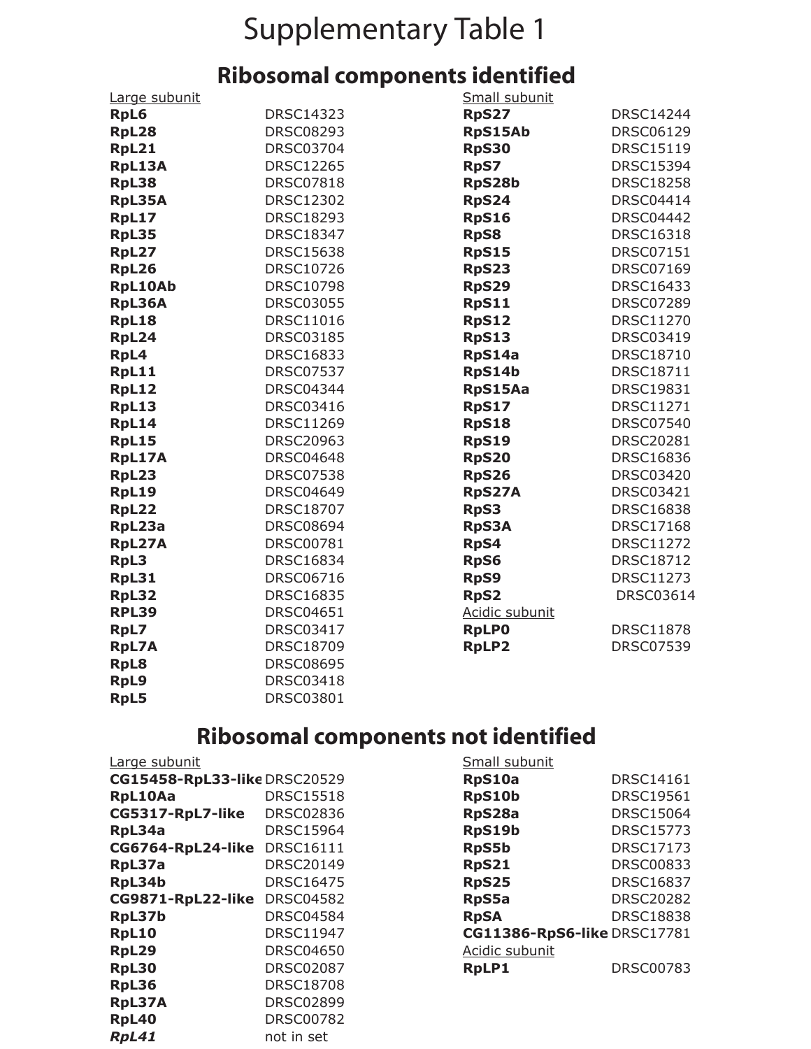# Supplementary Table 1

## Ribosomal components identified

| Large subunit | | Small subunit | |
|---|---|---|---|
| **RpL6** | DRSC14323 | **RpS27** | DRSC14244 |
| **RpL28** | DRSC08293 | **RpS15Ab** | DRSC06129 |
| **RpL21** | DRSC03704 | **RpS30** | DRSC15119 |
| **RpL13A** | DRSC12265 | **RpS7** | DRSC15394 |
| **RpL38** | DRSC07818 | **RpS28b** | DRSC18258 |
| **RpL35A** | DRSC12302 | **RpS24** | DRSC04414 |
| **RpL17** | DRSC18293 | **RpS16** | DRSC04442 |
| **RpL35** | DRSC18347 | **RpS8** | DRSC16318 |
| **RpL27** | DRSC15638 | **RpS15** | DRSC07151 |
| **RpL26** | DRSC10726 | **RpS23** | DRSC07169 |
| **RpL10Ab** | DRSC10798 | **RpS29** | DRSC16433 |
| **RpL36A** | DRSC03055 | **RpS11** | DRSC07289 |
| **RpL18** | DRSC11016 | **RpS12** | DRSC11270 |
| **RpL24** | DRSC03185 | **RpS13** | DRSC03419 |
| **RpL4** | DRSC16833 | **RpS14a** | DRSC18710 |
| **RpL11** | DRSC07537 | **RpS14b** | DRSC18711 |
| **RpL12** | DRSC04344 | **RpS15Aa** | DRSC19831 |
| **RpL13** | DRSC03416 | **RpS17** | DRSC11271 |
| **RpL14** | DRSC11269 | **RpS18** | DRSC07540 |
| **RpL15** | DRSC20963 | **RpS19** | DRSC20281 |
| **RpL17A** | DRSC04648 | **RpS20** | DRSC16836 |
| **RpL23** | DRSC07538 | **RpS26** | DRSC03420 |
| **RpL19** | DRSC04649 | **RpS27A** | DRSC03421 |
| **RpL22** | DRSC18707 | **RpS3** | DRSC16838 |
| **RpL23a** | DRSC08694 | **RpS3A** | DRSC17168 |
| **RpL27A** | DRSC00781 | **RpS4** | DRSC11272 |
| **RpL3** | DRSC16834 | **RpS6** | DRSC18712 |
| **RpL31** | DRSC06716 | **RpS9** | DRSC11273 |
| **RpL32** | DRSC16835 | **RpS2** | DRSC03614 |
| **RPL39** | DRSC04651 | Acidic subunit | |
| **RpL7** | DRSC03417 | **RpLP0** | DRSC11878 |
| **RpL7A** | DRSC18709 | **RpLP2** | DRSC07539 |
| **RpL8** | DRSC08695 | | |
| **RpL9** | DRSC03418 | | |
| **RpL5** | DRSC03801 | | |

## Ribosomal components not identified

| Large subunit | | Small subunit | |
|---|---|---|---|
| **CG15458-RpL33-like** | DRSC20529 | **RpS10a** | DRSC14161 |
| **RpL10Aa** | DRSC15518 | **RpS10b** | DRSC19561 |
| **CG5317-RpL7-like** | DRSC02836 | **RpS28a** | DRSC15064 |
| **RpL34a** | DRSC15964 | **RpS19b** | DRSC15773 |
| **CG6764-RpL24-like** | DRSC16111 | **RpS5b** | DRSC17173 |
| **RpL37a** | DRSC20149 | **RpS21** | DRSC00833 |
| **RpL34b** | DRSC16475 | **RpS25** | DRSC16837 |
| **CG9871-RpL22-like** | DRSC04582 | **RpS5a** | DRSC20282 |
| **RpL37b** | DRSC04584 | **RpSA** | DRSC18838 |
| **RpL10** | DRSC11947 | **CG11386-RpS6-like** | DRSC17781 |
| **RpL29** | DRSC04650 | Acidic subunit | |
| **RpL30** | DRSC02087 | **RpLP1** | DRSC00783 |
| **RpL36** | DRSC18708 | | |
| **RpL37A** | DRSC02899 | | |
| **RpL40** | DRSC00782 | | |
| ***RpL41*** | not in set | | |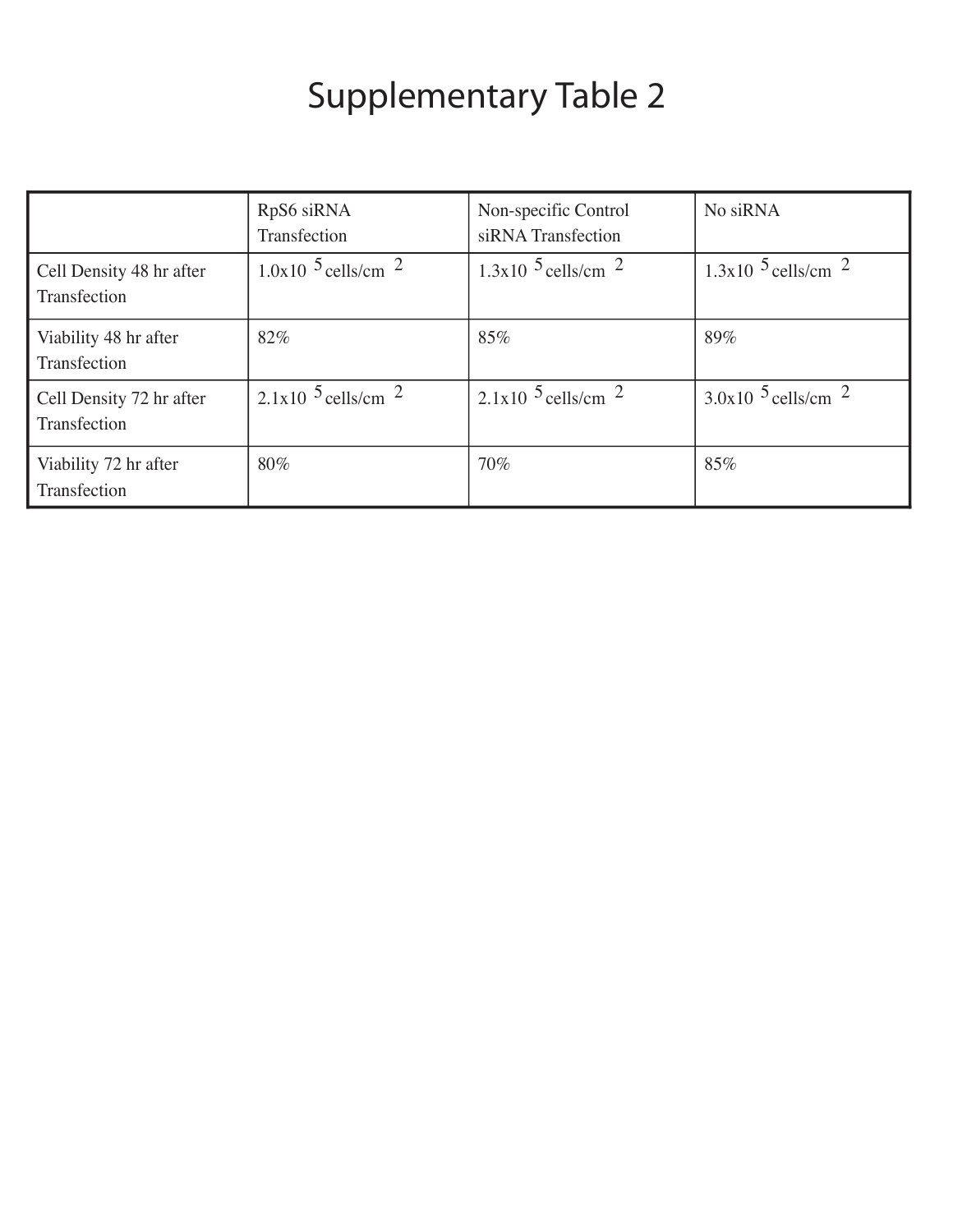# Supplementary Table 2

| | RpS6 siRNA Transfection | Non-specific Control siRNA Transfection | No siRNA |
|---|---|---|---|
| Cell Density 48 hr after Transfection | $1.0 \times 10^{5}$ cells/$cm^{2}$ | $1.3 \times 10^{5}$ cells/$cm^{2}$ | $1.3 \times 10^{5}$ cells/$cm^{2}$ |
| Viability 48 hr after Transfection | 82% | 85% | 89% |
| Cell Density 72 hr after Transfection | $2.1 \times 10^{5}$ cells/$cm^{2}$ | $2.1 \times 10^{5}$ cells/$cm^{2}$ | $3.0 \times 10^{5}$ cells/$cm^{2}$ |
| Viability 72 hr after Transfection | 80% | 70% | 85% |